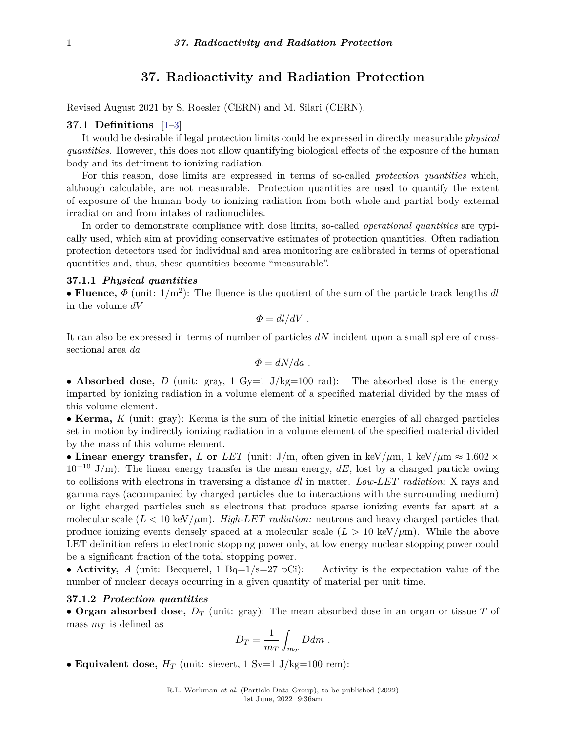# 37. Radioactivity and Radiation Protection

Revised August 2021 by S. Roesler (CERN) and M. Silari (CERN).

## 37.1 Definitions [1–3]

It would be desirable if legal protection limits could be expressed in directly measurable *physical quantities*. However, this does not allow quantifying biological effects of the exposure of the human body and its detriment to ionizing radiation.

For this reason, dose limits are expressed in terms of so-called *protection quantities* which, although calculable, are not measurable. Protection quantities are used to quantify the extent of exposure of the human body to ionizing radiation from both whole and partial body external irradiation and from intakes of radionuclides.

In order to demonstrate compliance with dose limits, so-called *operational quantities* are typically used, which aim at providing conservative estimates of protection quantities. Often radiation protection detectors used for individual and area monitoring are calibrated in terms of operational quantities and, thus, these quantities become "measurable".

### 37.1.1 *Physical quantities*

• **Fluence,** $\Phi$ (unit: 1/m$^2$): The fluence is the quotient of the sum of the particle track lengths $dl$ in the volume $dV$

$$\Phi = dl/dV \ .$$

It can also be expressed in terms of number of particles $dN$ incident upon a small sphere of cross-sectional area $da$

$$\Phi = dN/da \ .$$

• **Absorbed dose,** $D$ (unit: gray, 1 Gy=1 J/kg=100 rad): The absorbed dose is the energy imparted by ionizing radiation in a volume element of a specified material divided by the mass of this volume element.

• **Kerma,** $K$ (unit: gray): Kerma is the sum of the initial kinetic energies of all charged particles set in motion by indirectly ionizing radiation in a volume element of the specified material divided by the mass of this volume element.

• **Linear energy transfer,** $L$ **or** *LET* (unit: J/m, often given in keV/$\mu$m, 1 keV/$\mu$m $\approx 1.602 \times 10^{-10}$ J/m): The linear energy transfer is the mean energy, $dE$, lost by a charged particle owing to collisions with electrons in traversing a distance $dl$ in matter. *Low-LET radiation:* X rays and gamma rays (accompanied by charged particles due to interactions with the surrounding medium) or light charged particles such as electrons that produce sparse ionizing events far apart at a molecular scale ($L < 10$ keV/$\mu$m). *High-LET radiation:* neutrons and heavy charged particles that produce ionizing events densely spaced at a molecular scale ($L > 10$ keV/$\mu$m). While the above LET definition refers to electronic stopping power only, at low energy nuclear stopping power could be a significant fraction of the total stopping power.

• **Activity,** $A$ (unit: Becquerel, 1 Bq=1/s=27 pCi): Activity is the expectation value of the number of nuclear decays occurring in a given quantity of material per unit time.

### 37.1.2 *Protection quantities*

• **Organ absorbed dose,** $D_T$ (unit: gray): The mean absorbed dose in an organ or tissue $T$ of mass $m_T$ is defined as

$$D_T = \frac{1}{m_T} \int_{m_T} D dm \ .$$

• **Equivalent dose,** $H_T$ (unit: sievert, 1 Sv=1 J/kg=100 rem):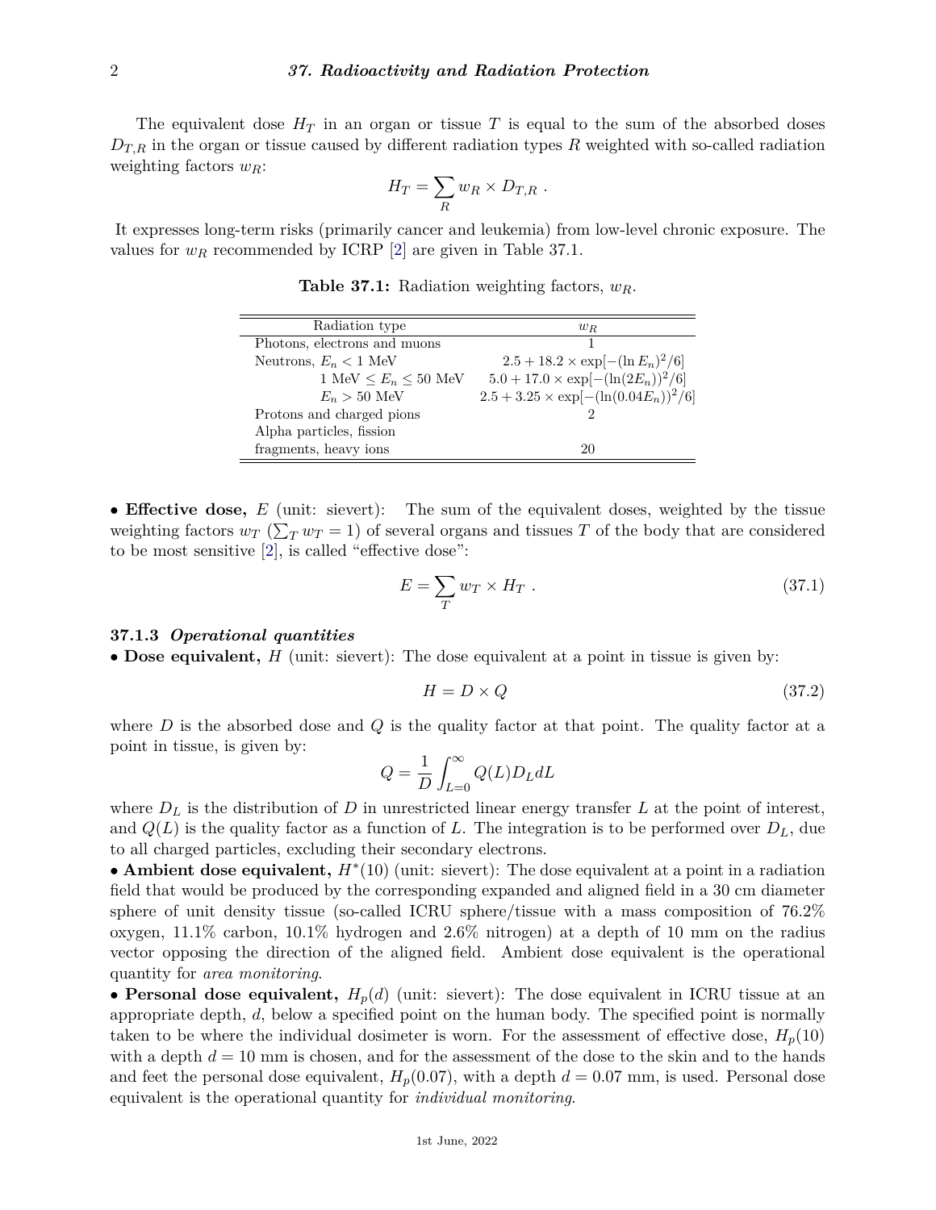The equivalent dose $H_T$ in an organ or tissue $T$ is equal to the sum of the absorbed doses $D_{T,R}$ in the organ or tissue caused by different radiation types $R$ weighted with so-called radiation weighting factors $w_R$:

$$H_T = \sum_R w_R \times D_{T,R} \ .$$

It expresses long-term risks (primarily cancer and leukemia) from low-level chronic exposure. The values for $w_R$ recommended by ICRP [2] are given in Table 37.1.

**Table 37.1:** Radiation weighting factors, $w_R$.

| Radiation type | $w_R$ |
|---|---|
| Photons, electrons and muons | 1 |
| Neutrons, $E_n < 1$ MeV | $2.5 + 18.2 \times \exp[-(\ln E_n)^2/6]$ |
| $1 \text{ MeV} \leq E_n \leq 50$ MeV | $5.0 + 17.0 \times \exp[-(\ln(2E_n))^2/6]$ |
| $E_n > 50$ MeV | $2.5 + 3.25 \times \exp[-(\ln(0.04E_n))^2/6]$ |
| Protons and charged pions | 2 |
| Alpha particles, fission fragments, heavy ions | 20 |

• **Effective dose,** $E$ (unit: sievert): The sum of the equivalent doses, weighted by the tissue weighting factors $w_T$ ($\sum_T w_T = 1$) of several organs and tissues $T$ of the body that are considered to be most sensitive [2], is called "effective dose":

$$E = \sum_T w_T \times H_T \ . \tag{37.1}$$

### 37.1.3 *Operational quantities*

• **Dose equivalent,** $H$ (unit: sievert): The dose equivalent at a point in tissue is given by:

$$H = D \times Q \tag{37.2}$$

where $D$ is the absorbed dose and $Q$ is the quality factor at that point. The quality factor at a point in tissue, is given by:

$$Q = \frac{1}{D} \int_{L=0}^{\infty} Q(L) D_L dL$$

where $D_L$ is the distribution of $D$ in unrestricted linear energy transfer $L$ at the point of interest, and $Q(L)$ is the quality factor as a function of $L$. The integration is to be performed over $D_L$, due to all charged particles, excluding their secondary electrons.

• **Ambient dose equivalent,** $H^*(10)$ (unit: sievert): The dose equivalent at a point in a radiation field that would be produced by the corresponding expanded and aligned field in a 30 cm diameter sphere of unit density tissue (so-called ICRU sphere/tissue with a mass composition of 76.2% oxygen, 11.1% carbon, 10.1% hydrogen and 2.6% nitrogen) at a depth of 10 mm on the radius vector opposing the direction of the aligned field. Ambient dose equivalent is the operational quantity for *area monitoring*.

• **Personal dose equivalent,** $H_p(d)$ (unit: sievert): The dose equivalent in ICRU tissue at an appropriate depth, $d$, below a specified point on the human body. The specified point is normally taken to be where the individual dosimeter is worn. For the assessment of effective dose, $H_p(10)$ with a depth $d = 10$ mm is chosen, and for the assessment of the dose to the skin and to the hands and feet the personal dose equivalent, $H_p(0.07)$, with a depth $d = 0.07$ mm, is used. Personal dose equivalent is the operational quantity for *individual monitoring*.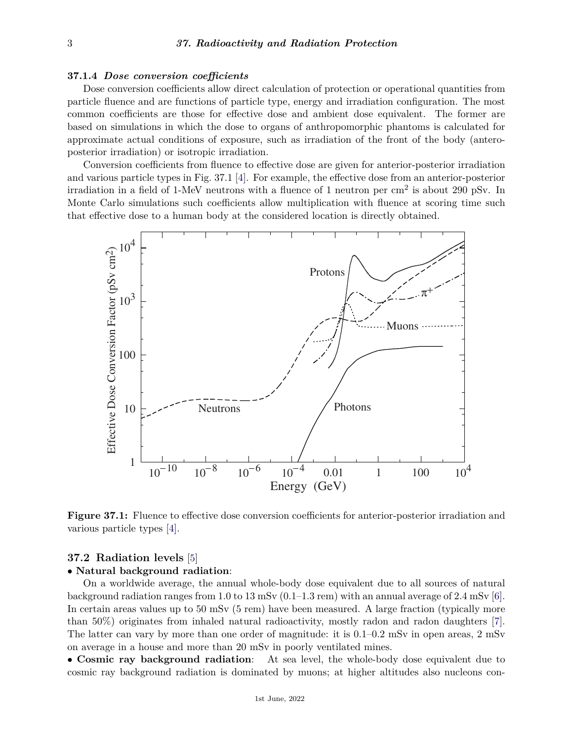### 37.1.4 *Dose conversion coefficients*

Dose conversion coefficients allow direct calculation of protection or operational quantities from particle fluence and are functions of particle type, energy and irradiation configuration. The most common coefficients are those for effective dose and ambient dose equivalent. The former are based on simulations in which the dose to organs of anthropomorphic phantoms is calculated for approximate actual conditions of exposure, such as irradiation of the front of the body (antero-posterior irradiation) or isotropic irradiation.

Conversion coefficients from fluence to effective dose are given for anterior-posterior irradiation and various particle types in Fig. 37.1 [4]. For example, the effective dose from an anterior-posterior irradiation in a field of 1-MeV neutrons with a fluence of 1 neutron per cm$^2$ is about 290 pSv. In Monte Carlo simulations such coefficients allow multiplication with fluence at scoring time such that effective dose to a human body at the considered location is directly obtained.

**Figure 37.1:** Fluence to effective dose conversion coefficients for anterior-posterior irradiation and various particle types [4].

## 37.2 Radiation levels [5]

• **Natural background radiation**:

On a worldwide average, the annual whole-body dose equivalent due to all sources of natural background radiation ranges from 1.0 to 13 mSv (0.1–1.3 rem) with an annual average of 2.4 mSv [6]. In certain areas values up to 50 mSv (5 rem) have been measured. A large fraction (typically more than 50%) originates from inhaled natural radioactivity, mostly radon and radon daughters [7]. The latter can vary by more than one order of magnitude: it is 0.1–0.2 mSv in open areas, 2 mSv on average in a house and more than 20 mSv in poorly ventilated mines.

• **Cosmic ray background radiation**: At sea level, the whole-body dose equivalent due to cosmic ray background radiation is dominated by muons; at higher altitudes also nucleons con-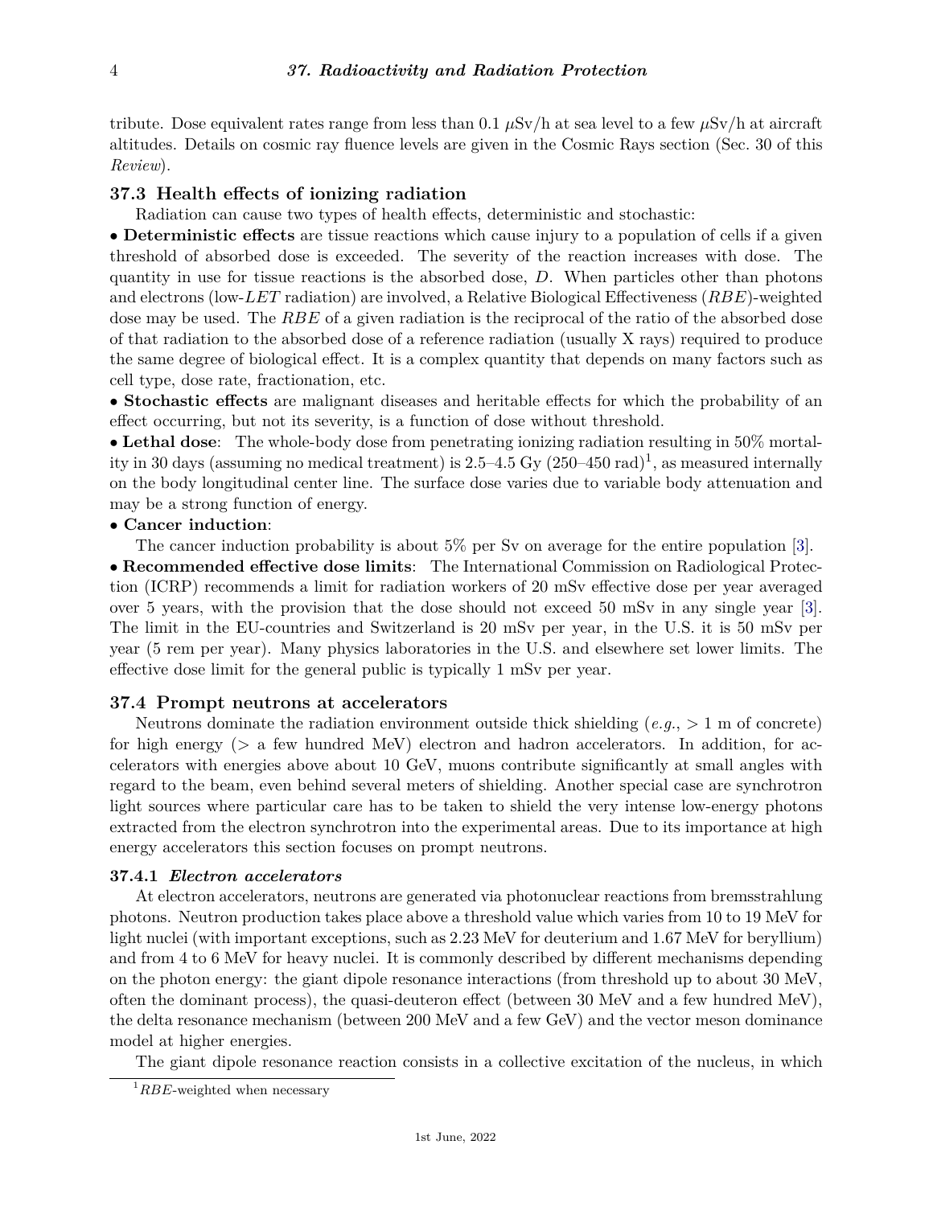tribute. Dose equivalent rates range from less than 0.1 $\mu$Sv/h at sea level to a few $\mu$Sv/h at aircraft altitudes. Details on cosmic ray fluence levels are given in the Cosmic Rays section (Sec. 30 of this *Review*).

## 37.3 Health effects of ionizing radiation

Radiation can cause two types of health effects, deterministic and stochastic:

• **Deterministic effects** are tissue reactions which cause injury to a population of cells if a given threshold of absorbed dose is exceeded. The severity of the reaction increases with dose. The quantity in use for tissue reactions is the absorbed dose, $D$. When particles other than photons and electrons (low-$LET$ radiation) are involved, a Relative Biological Effectiveness ($RBE$)-weighted dose may be used. The $RBE$ of a given radiation is the reciprocal of the ratio of the absorbed dose of that radiation to the absorbed dose of a reference radiation (usually X rays) required to produce the same degree of biological effect. It is a complex quantity that depends on many factors such as cell type, dose rate, fractionation, etc.

• **Stochastic effects** are malignant diseases and heritable effects for which the probability of an effect occurring, but not its severity, is a function of dose without threshold.

• **Lethal dose**: The whole-body dose from penetrating ionizing radiation resulting in 50% mortality in 30 days (assuming no medical treatment) is 2.5–4.5 Gy (250–450 rad)[1], as measured internally on the body longitudinal center line. The surface dose varies due to variable body attenuation and may be a strong function of energy.

• **Cancer induction**:

The cancer induction probability is about 5% per Sv on average for the entire population [3].

• **Recommended effective dose limits**: The International Commission on Radiological Protection (ICRP) recommends a limit for radiation workers of 20 mSv effective dose per year averaged over 5 years, with the provision that the dose should not exceed 50 mSv in any single year [3]. The limit in the EU-countries and Switzerland is 20 mSv per year, in the U.S. it is 50 mSv per year (5 rem per year). Many physics laboratories in the U.S. and elsewhere set lower limits. The effective dose limit for the general public is typically 1 mSv per year.

## 37.4 Prompt neutrons at accelerators

Neutrons dominate the radiation environment outside thick shielding (*e.g.*, > 1 m of concrete) for high energy (> a few hundred MeV) electron and hadron accelerators. In addition, for accelerators with energies above about 10 GeV, muons contribute significantly at small angles with regard to the beam, even behind several meters of shielding. Another special case are synchrotron light sources where particular care has to be taken to shield the very intense low-energy photons extracted from the electron synchrotron into the experimental areas. Due to its importance at high energy accelerators this section focuses on prompt neutrons.

### 37.4.1 *Electron accelerators*

At electron accelerators, neutrons are generated via photonuclear reactions from bremsstrahlung photons. Neutron production takes place above a threshold value which varies from 10 to 19 MeV for light nuclei (with important exceptions, such as 2.23 MeV for deuterium and 1.67 MeV for beryllium) and from 4 to 6 MeV for heavy nuclei. It is commonly described by different mechanisms depending on the photon energy: the giant dipole resonance interactions (from threshold up to about 30 MeV, often the dominant process), the quasi-deuteron effect (between 30 MeV and a few hundred MeV), the delta resonance mechanism (between 200 MeV and a few GeV) and the vector meson dominance model at higher energies.

The giant dipole resonance reaction consists in a collective excitation of the nucleus, in which

[1] $RBE$-weighted when necessary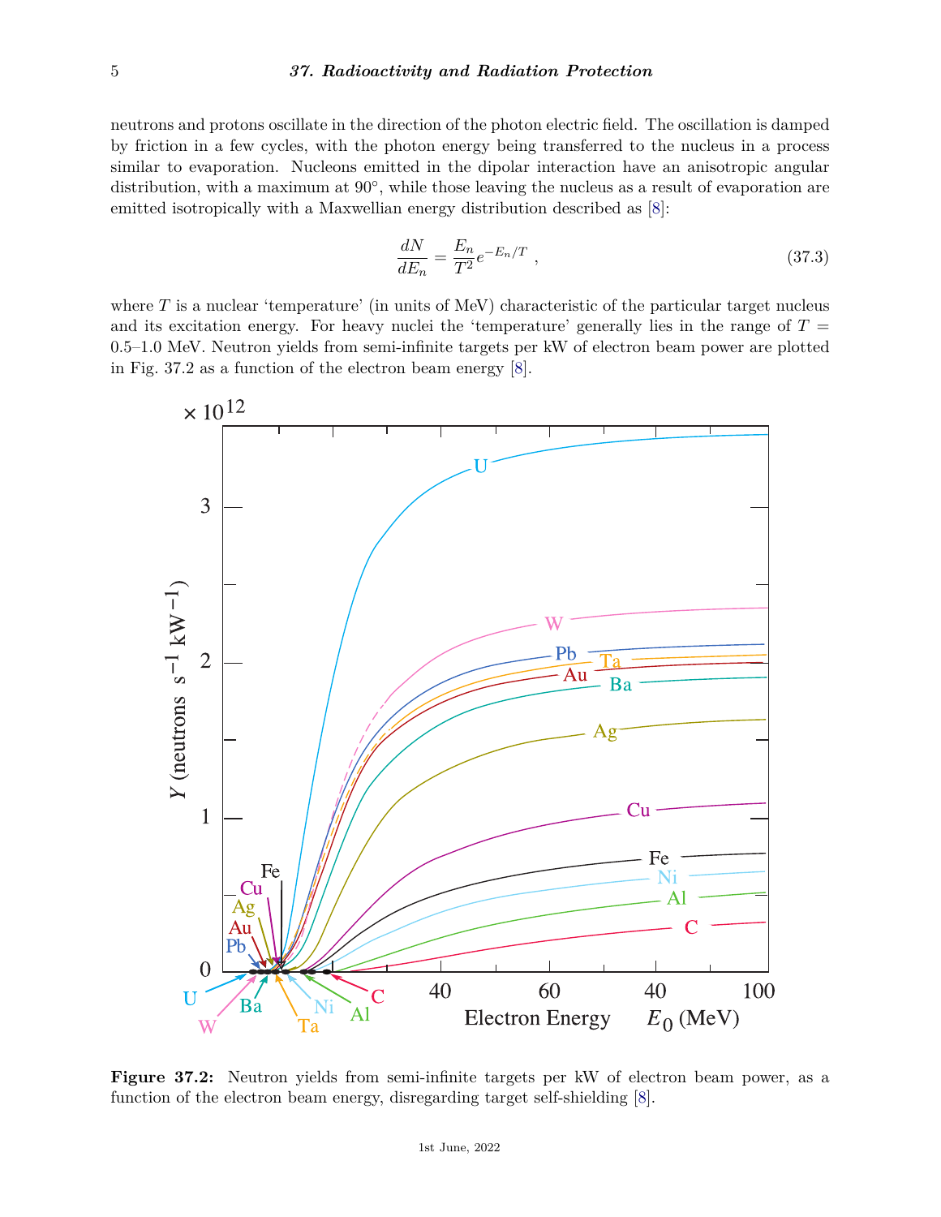neutrons and protons oscillate in the direction of the photon electric field. The oscillation is damped by friction in a few cycles, with the photon energy being transferred to the nucleus in a process similar to evaporation. Nucleons emitted in the dipolar interaction have an anisotropic angular distribution, with a maximum at 90°, while those leaving the nucleus as a result of evaporation are emitted isotropically with a Maxwellian energy distribution described as [8]:

$$\frac{dN}{dE_n} = \frac{E_n}{T^2} e^{-E_n/T} \; , \tag{37.3}$$

where $T$ is a nuclear 'temperature' (in units of MeV) characteristic of the particular target nucleus and its excitation energy. For heavy nuclei the 'temperature' generally lies in the range of $T =$ 0.5–1.0 MeV. Neutron yields from semi-infinite targets per kW of electron beam power are plotted in Fig. 37.2 as a function of the electron beam energy [8].

**Figure 37.2:** Neutron yields from semi-infinite targets per kW of electron beam power, as a function of the electron beam energy, disregarding target self-shielding [8].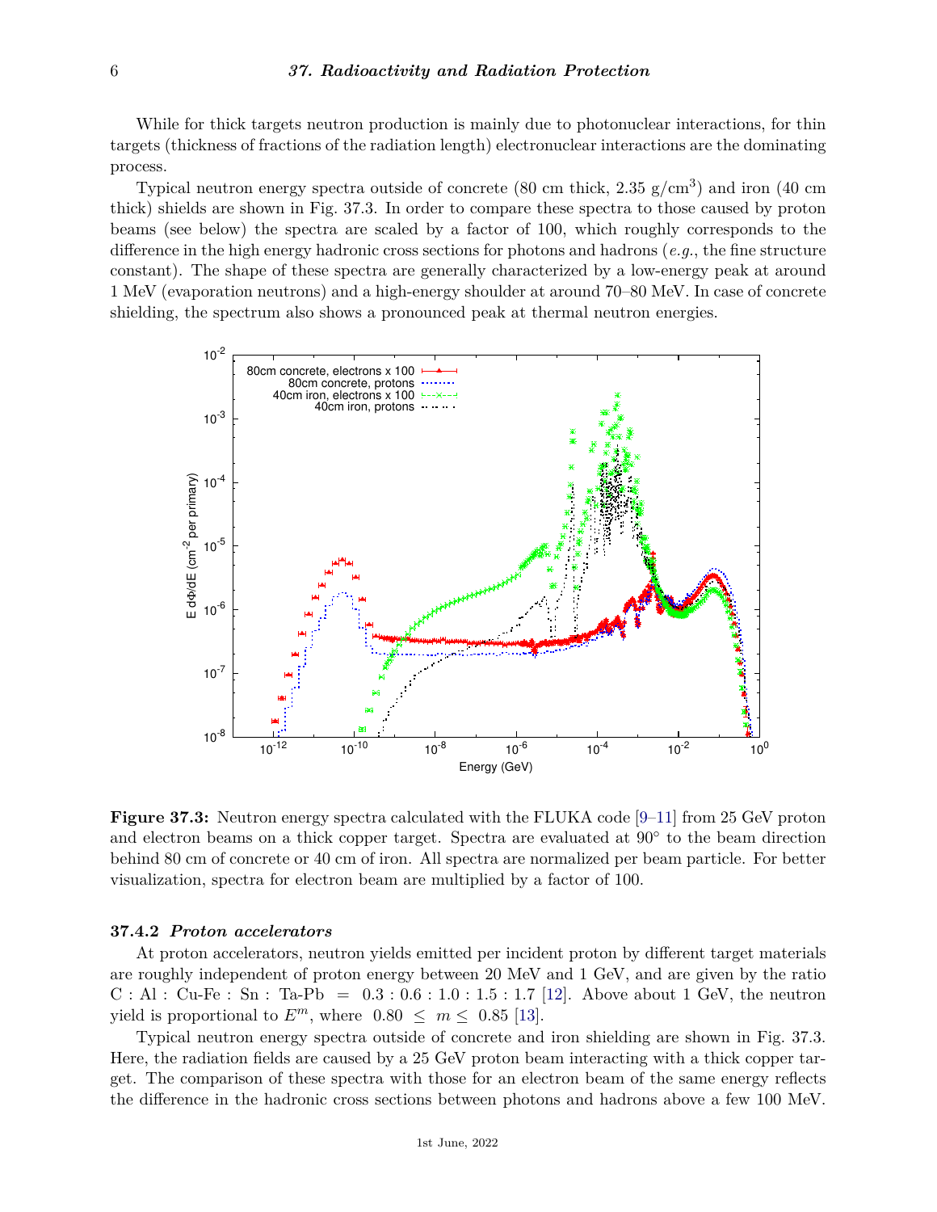While for thick targets neutron production is mainly due to photonuclear interactions, for thin targets (thickness of fractions of the radiation length) electronuclear interactions are the dominating process.

Typical neutron energy spectra outside of concrete (80 cm thick, 2.35 g/cm$^3$) and iron (40 cm thick) shields are shown in Fig. 37.3. In order to compare these spectra to those caused by proton beams (see below) the spectra are scaled by a factor of 100, which roughly corresponds to the difference in the high energy hadronic cross sections for photons and hadrons (*e.g.*, the fine structure constant). The shape of these spectra are generally characterized by a low-energy peak at around 1 MeV (evaporation neutrons) and a high-energy shoulder at around 70–80 MeV. In case of concrete shielding, the spectrum also shows a pronounced peak at thermal neutron energies.

**Figure 37.3:** Neutron energy spectra calculated with the FLUKA code [9–11] from 25 GeV proton and electron beams on a thick copper target. Spectra are evaluated at 90° to the beam direction behind 80 cm of concrete or 40 cm of iron. All spectra are normalized per beam particle. For better visualization, spectra for electron beam are multiplied by a factor of 100.

### 37.4.2 *Proton accelerators*

At proton accelerators, neutron yields emitted per incident proton by different target materials are roughly independent of proton energy between 20 MeV and 1 GeV, and are given by the ratio C : Al : Cu-Fe : Sn : Ta-Pb = 0.3 : 0.6 : 1.0 : 1.5 : 1.7 [12]. Above about 1 GeV, the neutron yield is proportional to $E^m$, where $0.80 \leq m \leq 0.85$ [13].

Typical neutron energy spectra outside of concrete and iron shielding are shown in Fig. 37.3. Here, the radiation fields are caused by a 25 GeV proton beam interacting with a thick copper target. The comparison of these spectra with those for an electron beam of the same energy reflects the difference in the hadronic cross sections between photons and hadrons above a few 100 MeV.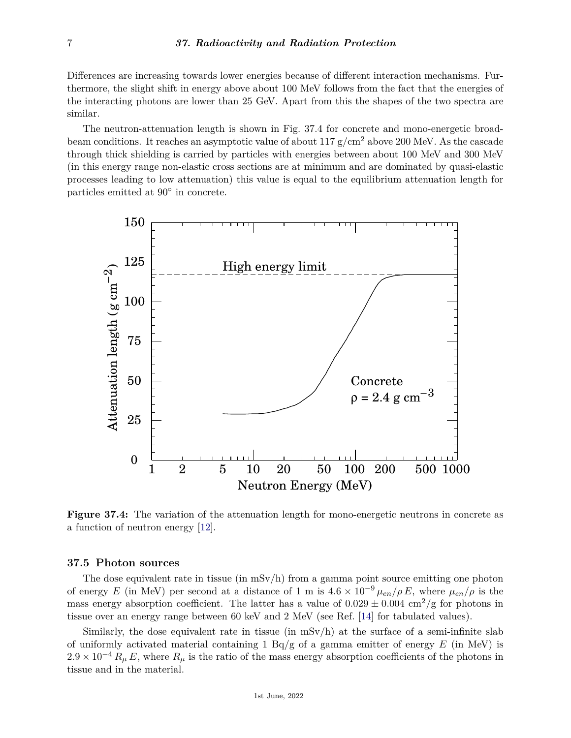Differences are increasing towards lower energies because of different interaction mechanisms. Furthermore, the slight shift in energy above about 100 MeV follows from the fact that the energies of the interacting photons are lower than 25 GeV. Apart from this the shapes of the two spectra are similar.

The neutron-attenuation length is shown in Fig. 37.4 for concrete and mono-energetic broad-beam conditions. It reaches an asymptotic value of about 117 g/cm$^2$ above 200 MeV. As the cascade through thick shielding is carried by particles with energies between about 100 MeV and 300 MeV (in this energy range non-elastic cross sections are at minimum and are dominated by quasi-elastic processes leading to low attenuation) this value is equal to the equilibrium attenuation length for particles emitted at 90° in concrete.

**Figure 37.4:** The variation of the attenuation length for mono-energetic neutrons in concrete as a function of neutron energy [12].

### 37.5 Photon sources

The dose equivalent rate in tissue (in mSv/h) from a gamma point source emitting one photon of energy $E$ (in MeV) per second at a distance of 1 m is $4.6 \times 10^{-9}\, \mu_{en}/\rho\, E$, where $\mu_{en}/\rho$ is the mass energy absorption coefficient. The latter has a value of $0.029 \pm 0.004$ cm$^2$/g for photons in tissue over an energy range between 60 keV and 2 MeV (see Ref. [14] for tabulated values).

Similarly, the dose equivalent rate in tissue (in mSv/h) at the surface of a semi-infinite slab of uniformly activated material containing 1 Bq/g of a gamma emitter of energy $E$ (in MeV) is $2.9 \times 10^{-4}\, R_\mu\, E$, where $R_\mu$ is the ratio of the mass energy absorption coefficients of the photons in tissue and in the material.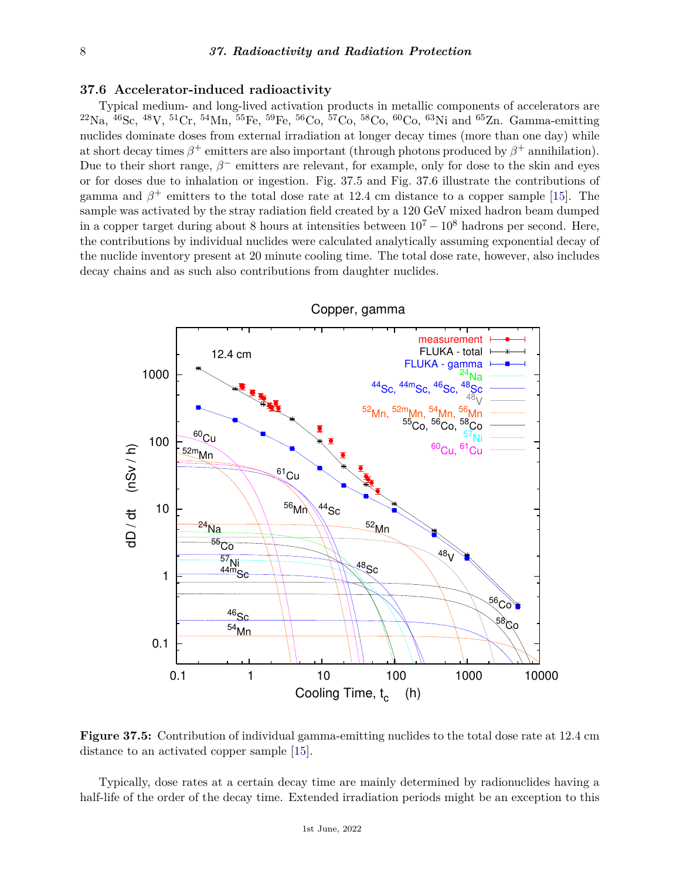## 37.6 Accelerator-induced radioactivity

Typical medium- and long-lived activation products in metallic components of accelerators are $^{22}$Na, $^{46}$Sc, $^{48}$V, $^{51}$Cr, $^{54}$Mn, $^{55}$Fe, $^{59}$Fe, $^{56}$Co, $^{57}$Co, $^{58}$Co, $^{60}$Co, $^{63}$Ni and $^{65}$Zn. Gamma-emitting nuclides dominate doses from external irradiation at longer decay times (more than one day) while at short decay times $\beta^+$ emitters are also important (through photons produced by $\beta^+$ annihilation). Due to their short range, $\beta^-$ emitters are relevant, for example, only for dose to the skin and eyes or for doses due to inhalation or ingestion. Fig. 37.5 and Fig. 37.6 illustrate the contributions of gamma and $\beta^+$ emitters to the total dose rate at 12.4 cm distance to a copper sample [15]. The sample was activated by the stray radiation field created by a 120 GeV mixed hadron beam dumped in a copper target during about 8 hours at intensities between $10^7 - 10^8$ hadrons per second. Here, the contributions by individual nuclides were calculated analytically assuming exponential decay of the nuclide inventory present at 20 minute cooling time. The total dose rate, however, also includes decay chains and as such also contributions from daughter nuclides.

**Figure 37.5:** Contribution of individual gamma-emitting nuclides to the total dose rate at 12.4 cm distance to an activated copper sample [15].

Typically, dose rates at a certain decay time are mainly determined by radionuclides having a half-life of the order of the decay time. Extended irradiation periods might be an exception to this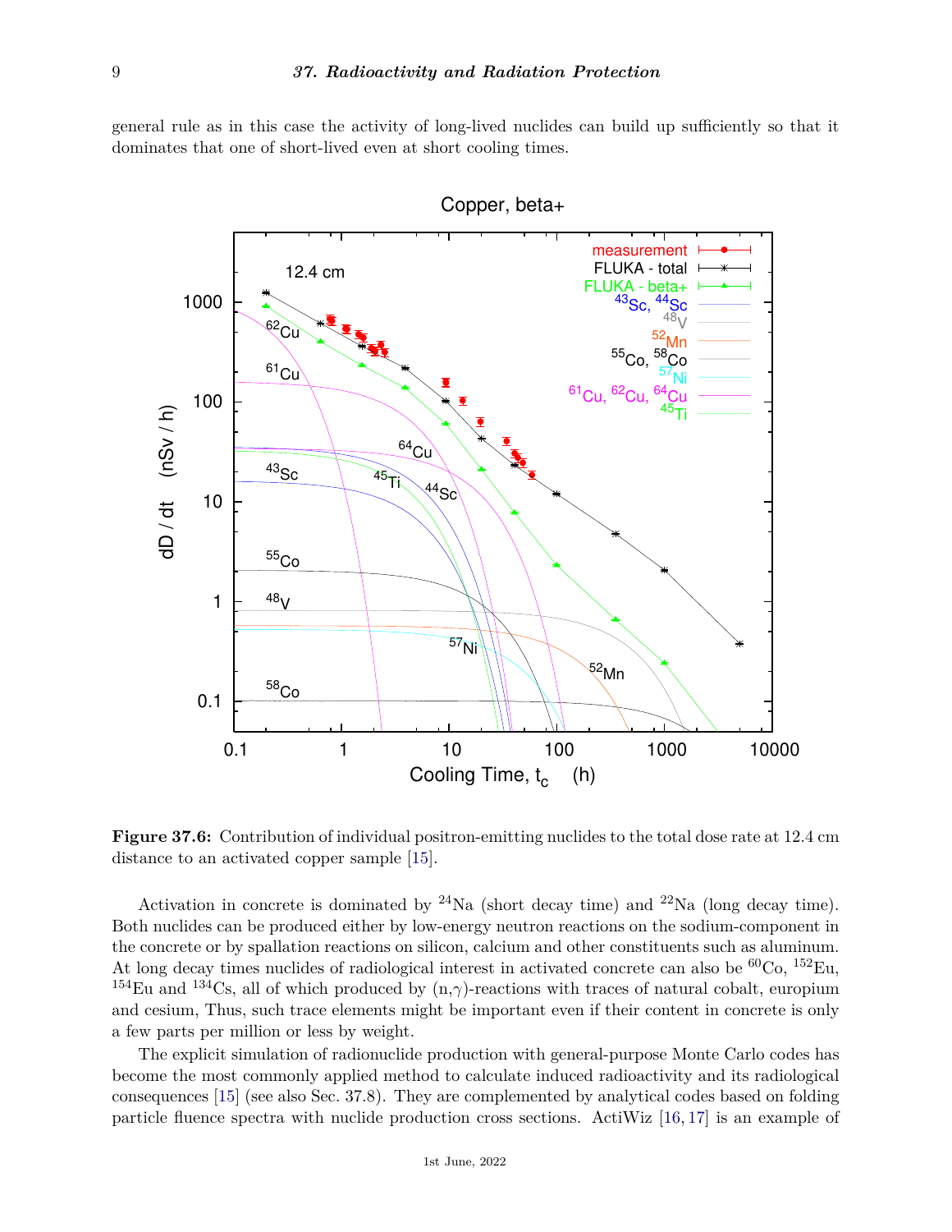general rule as in this case the activity of long-lived nuclides can build up sufficiently so that it dominates that one of short-lived even at short cooling times.

**Figure 37.6:** Contribution of individual positron-emitting nuclides to the total dose rate at 12.4 cm distance to an activated copper sample [15].

Activation in concrete is dominated by $^{24}$Na (short decay time) and $^{22}$Na (long decay time). Both nuclides can be produced either by low-energy neutron reactions on the sodium-component in the concrete or by spallation reactions on silicon, calcium and other constituents such as aluminum. At long decay times nuclides of radiological interest in activated concrete can also be $^{60}$Co, $^{152}$Eu, $^{154}$Eu and $^{134}$Cs, all of which produced by (n,$\gamma$)-reactions with traces of natural cobalt, europium and cesium, Thus, such trace elements might be important even if their content in concrete is only a few parts per million or less by weight.

The explicit simulation of radionuclide production with general-purpose Monte Carlo codes has become the most commonly applied method to calculate induced radioactivity and its radiological consequences [15] (see also Sec. 37.8). They are complemented by analytical codes based on folding particle fluence spectra with nuclide production cross sections. ActiWiz [16, 17] is an example of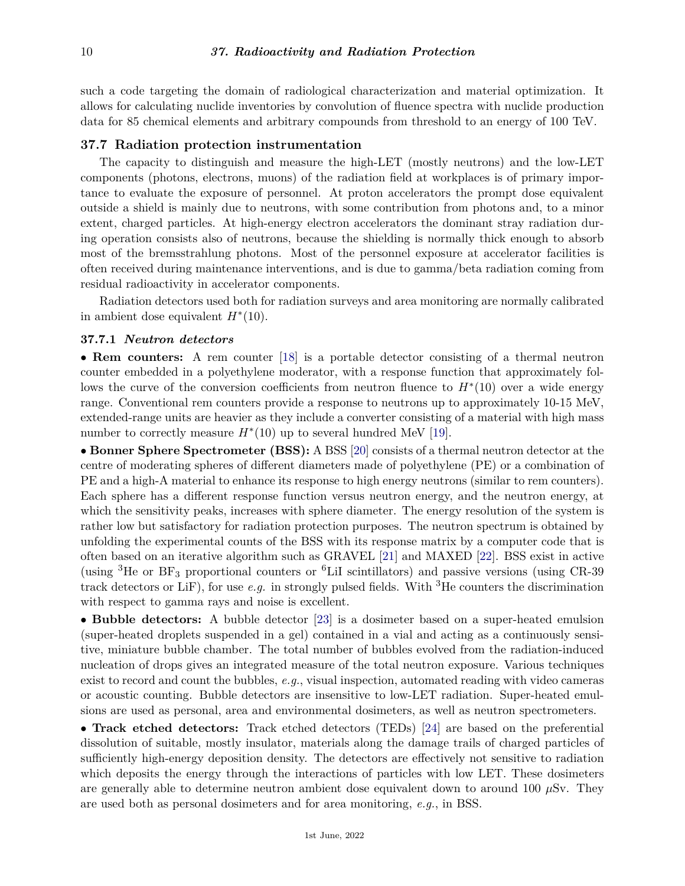such a code targeting the domain of radiological characterization and material optimization. It allows for calculating nuclide inventories by convolution of fluence spectra with nuclide production data for 85 chemical elements and arbitrary compounds from threshold to an energy of 100 TeV.

## 37.7 Radiation protection instrumentation

The capacity to distinguish and measure the high-LET (mostly neutrons) and the low-LET components (photons, electrons, muons) of the radiation field at workplaces is of primary importance to evaluate the exposure of personnel. At proton accelerators the prompt dose equivalent outside a shield is mainly due to neutrons, with some contribution from photons and, to a minor extent, charged particles. At high-energy electron accelerators the dominant stray radiation during operation consists also of neutrons, because the shielding is normally thick enough to absorb most of the bremsstrahlung photons. Most of the personnel exposure at accelerator facilities is often received during maintenance interventions, and is due to gamma/beta radiation coming from residual radioactivity in accelerator components.

Radiation detectors used both for radiation surveys and area monitoring are normally calibrated in ambient dose equivalent $H^*(10)$.

### 37.7.1 *Neutron detectors*

- **Rem counters:** A rem counter [18] is a portable detector consisting of a thermal neutron counter embedded in a polyethylene moderator, with a response function that approximately follows the curve of the conversion coefficients from neutron fluence to $H^*(10)$ over a wide energy range. Conventional rem counters provide a response to neutrons up to approximately 10-15 MeV, extended-range units are heavier as they include a converter consisting of a material with high mass number to correctly measure $H^*(10)$ up to several hundred MeV [19].
- **Bonner Sphere Spectrometer (BSS):** A BSS [20] consists of a thermal neutron detector at the centre of moderating spheres of different diameters made of polyethylene (PE) or a combination of PE and a high-A material to enhance its response to high energy neutrons (similar to rem counters). Each sphere has a different response function versus neutron energy, and the neutron energy, at which the sensitivity peaks, increases with sphere diameter. The energy resolution of the system is rather low but satisfactory for radiation protection purposes. The neutron spectrum is obtained by unfolding the experimental counts of the BSS with its response matrix by a computer code that is often based on an iterative algorithm such as GRAVEL [21] and MAXED [22]. BSS exist in active (using $^3$He or $BF_3$ proportional counters or $^6$LiI scintillators) and passive versions (using CR-39 track detectors or LiF), for use *e.g.* in strongly pulsed fields. With $^3$He counters the discrimination with respect to gamma rays and noise is excellent.
- **Bubble detectors:** A bubble detector [23] is a dosimeter based on a super-heated emulsion (super-heated droplets suspended in a gel) contained in a vial and acting as a continuously sensitive, miniature bubble chamber. The total number of bubbles evolved from the radiation-induced nucleation of drops gives an integrated measure of the total neutron exposure. Various techniques exist to record and count the bubbles, *e.g.*, visual inspection, automated reading with video cameras or acoustic counting. Bubble detectors are insensitive to low-LET radiation. Super-heated emulsions are used as personal, area and environmental dosimeters, as well as neutron spectrometers.
- **Track etched detectors:** Track etched detectors (TEDs) [24] are based on the preferential dissolution of suitable, mostly insulator, materials along the damage trails of charged particles of sufficiently high-energy deposition density. The detectors are effectively not sensitive to radiation which deposits the energy through the interactions of particles with low LET. These dosimeters are generally able to determine neutron ambient dose equivalent down to around 100 $\mu$Sv. They are used both as personal dosimeters and for area monitoring, *e.g.*, in BSS.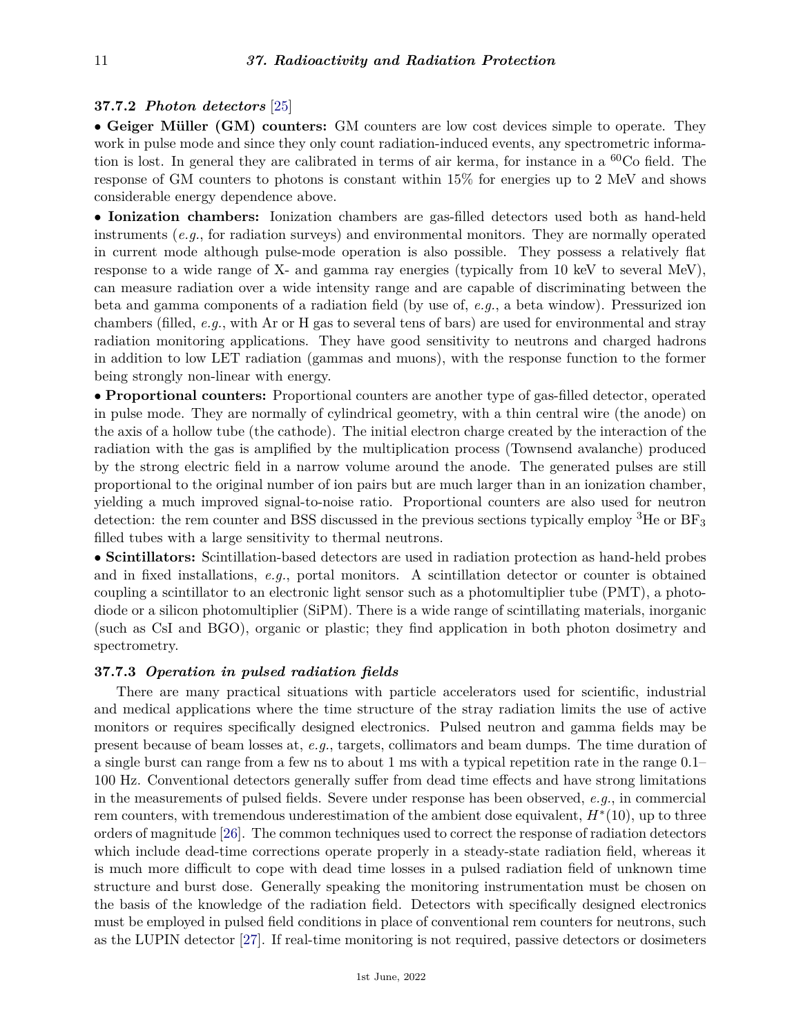### 37.7.2 *Photon detectors* [25]

• **Geiger Müller (GM) counters:** GM counters are low cost devices simple to operate. They work in pulse mode and since they only count radiation-induced events, any spectrometric information is lost. In general they are calibrated in terms of air kerma, for instance in a $^{60}$Co field. The response of GM counters to photons is constant within 15% for energies up to 2 MeV and shows considerable energy dependence above.

• **Ionization chambers:** Ionization chambers are gas-filled detectors used both as hand-held instruments (*e.g.*, for radiation surveys) and environmental monitors. They are normally operated in current mode although pulse-mode operation is also possible. They possess a relatively flat response to a wide range of X- and gamma ray energies (typically from 10 keV to several MeV), can measure radiation over a wide intensity range and are capable of discriminating between the beta and gamma components of a radiation field (by use of, *e.g.*, a beta window). Pressurized ion chambers (filled, *e.g.*, with Ar or H gas to several tens of bars) are used for environmental and stray radiation monitoring applications. They have good sensitivity to neutrons and charged hadrons in addition to low LET radiation (gammas and muons), with the response function to the former being strongly non-linear with energy.

• **Proportional counters:** Proportional counters are another type of gas-filled detector, operated in pulse mode. They are normally of cylindrical geometry, with a thin central wire (the anode) on the axis of a hollow tube (the cathode). The initial electron charge created by the interaction of the radiation with the gas is amplified by the multiplication process (Townsend avalanche) produced by the strong electric field in a narrow volume around the anode. The generated pulses are still proportional to the original number of ion pairs but are much larger than in an ionization chamber, yielding a much improved signal-to-noise ratio. Proportional counters are also used for neutron detection: the rem counter and BSS discussed in the previous sections typically employ $^3$He or $BF_3$ filled tubes with a large sensitivity to thermal neutrons.

• **Scintillators:** Scintillation-based detectors are used in radiation protection as hand-held probes and in fixed installations, *e.g.*, portal monitors. A scintillation detector or counter is obtained coupling a scintillator to an electronic light sensor such as a photomultiplier tube (PMT), a photodiode or a silicon photomultiplier (SiPM). There is a wide range of scintillating materials, inorganic (such as CsI and BGO), organic or plastic; they find application in both photon dosimetry and spectrometry.

### 37.7.3 *Operation in pulsed radiation fields*

There are many practical situations with particle accelerators used for scientific, industrial and medical applications where the time structure of the stray radiation limits the use of active monitors or requires specifically designed electronics. Pulsed neutron and gamma fields may be present because of beam losses at, *e.g.*, targets, collimators and beam dumps. The time duration of a single burst can range from a few ns to about 1 ms with a typical repetition rate in the range 0.1–100 Hz. Conventional detectors generally suffer from dead time effects and have strong limitations in the measurements of pulsed fields. Severe under response has been observed, *e.g.*, in commercial rem counters, with tremendous underestimation of the ambient dose equivalent, $H^*(10)$, up to three orders of magnitude [26]. The common techniques used to correct the response of radiation detectors which include dead-time corrections operate properly in a steady-state radiation field, whereas it is much more difficult to cope with dead time losses in a pulsed radiation field of unknown time structure and burst dose. Generally speaking the monitoring instrumentation must be chosen on the basis of the knowledge of the radiation field. Detectors with specifically designed electronics must be employed in pulsed field conditions in place of conventional rem counters for neutrons, such as the LUPIN detector [27]. If real-time monitoring is not required, passive detectors or dosimeters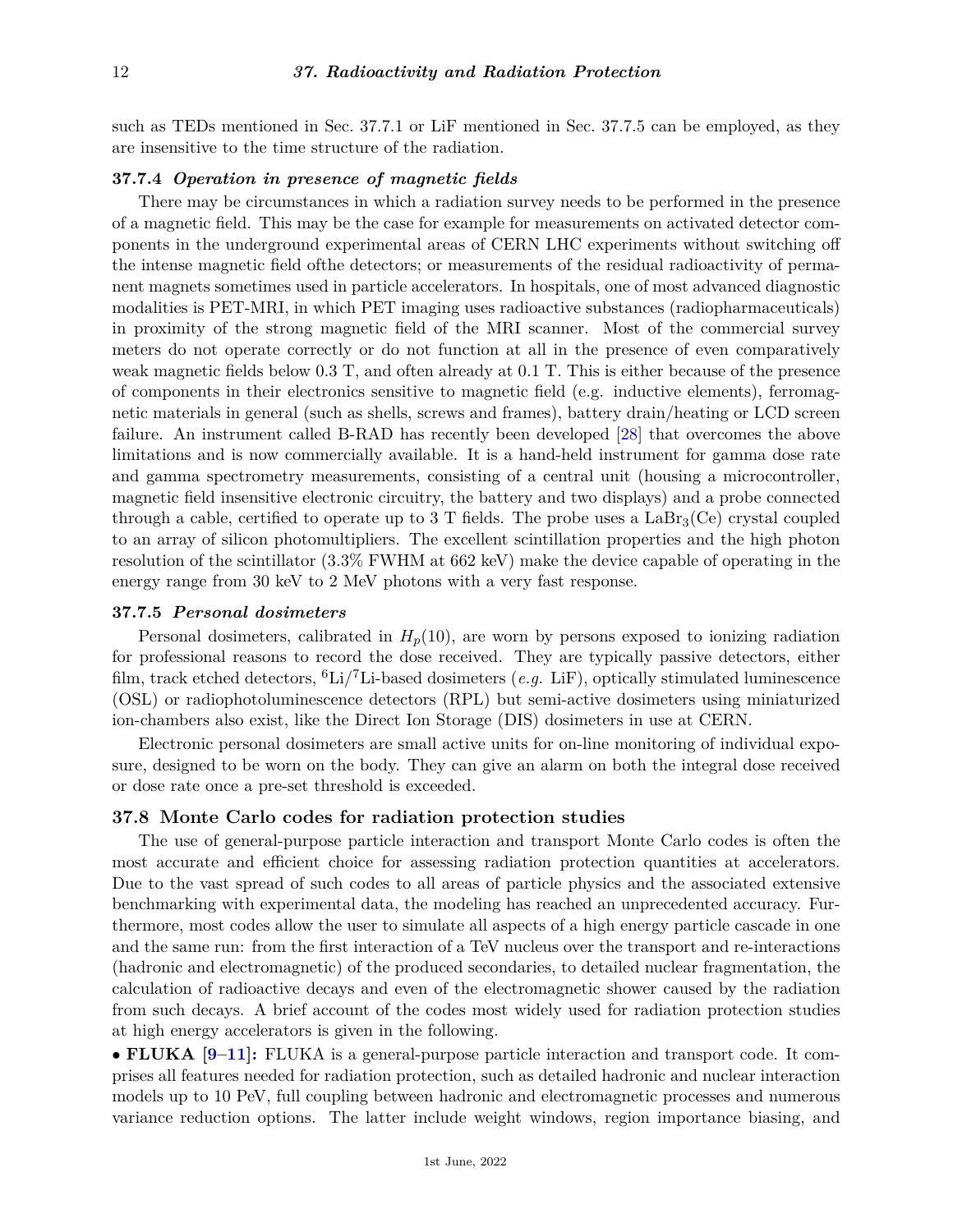such as TEDs mentioned in Sec. 37.7.1 or LiF mentioned in Sec. 37.7.5 can be employed, as they are insensitive to the time structure of the radiation.

### 37.7.4 *Operation in presence of magnetic fields*

There may be circumstances in which a radiation survey needs to be performed in the presence of a magnetic field. This may be the case for example for measurements on activated detector components in the underground experimental areas of CERN LHC experiments without switching off the intense magnetic field ofthe detectors; or measurements of the residual radioactivity of permanent magnets sometimes used in particle accelerators. In hospitals, one of most advanced diagnostic modalities is PET-MRI, in which PET imaging uses radioactive substances (radiopharmaceuticals) in proximity of the strong magnetic field of the MRI scanner. Most of the commercial survey meters do not operate correctly or do not function at all in the presence of even comparatively weak magnetic fields below 0.3 T, and often already at 0.1 T. This is either because of the presence of components in their electronics sensitive to magnetic field (e.g. inductive elements), ferromagnetic materials in general (such as shells, screws and frames), battery drain/heating or LCD screen failure. An instrument called B-RAD has recently been developed [28] that overcomes the above limitations and is now commercially available. It is a hand-held instrument for gamma dose rate and gamma spectrometry measurements, consisting of a central unit (housing a microcontroller, magnetic field insensitive electronic circuitry, the battery and two displays) and a probe connected through a cable, certified to operate up to 3 T fields. The probe uses a $LaBr_3$(Ce) crystal coupled to an array of silicon photomultipliers. The excellent scintillation properties and the high photon resolution of the scintillator (3.3% FWHM at 662 keV) make the device capable of operating in the energy range from 30 keV to 2 MeV photons with a very fast response.

### 37.7.5 *Personal dosimeters*

Personal dosimeters, calibrated in $H_p(10)$, are worn by persons exposed to ionizing radiation for professional reasons to record the dose received. They are typically passive detectors, either film, track etched detectors, $^{6}$Li/$^{7}$Li-based dosimeters (*e.g.* LiF), optically stimulated luminescence (OSL) or radiophotoluminescence detectors (RPL) but semi-active dosimeters using miniaturized ion-chambers also exist, like the Direct Ion Storage (DIS) dosimeters in use at CERN.

Electronic personal dosimeters are small active units for on-line monitoring of individual exposure, designed to be worn on the body. They can give an alarm on both the integral dose received or dose rate once a pre-set threshold is exceeded.

## 37.8 Monte Carlo codes for radiation protection studies

The use of general-purpose particle interaction and transport Monte Carlo codes is often the most accurate and efficient choice for assessing radiation protection quantities at accelerators. Due to the vast spread of such codes to all areas of particle physics and the associated extensive benchmarking with experimental data, the modeling has reached an unprecedented accuracy. Furthermore, most codes allow the user to simulate all aspects of a high energy particle cascade in one and the same run: from the first interaction of a TeV nucleus over the transport and re-interactions (hadronic and electromagnetic) of the produced secondaries, to detailed nuclear fragmentation, the calculation of radioactive decays and even of the electromagnetic shower caused by the radiation from such decays. A brief account of the codes most widely used for radiation protection studies at high energy accelerators is given in the following.

- **FLUKA [9–11]:** FLUKA is a general-purpose particle interaction and transport code. It comprises all features needed for radiation protection, such as detailed hadronic and nuclear interaction models up to 10 PeV, full coupling between hadronic and electromagnetic processes and numerous variance reduction options. The latter include weight windows, region importance biasing, and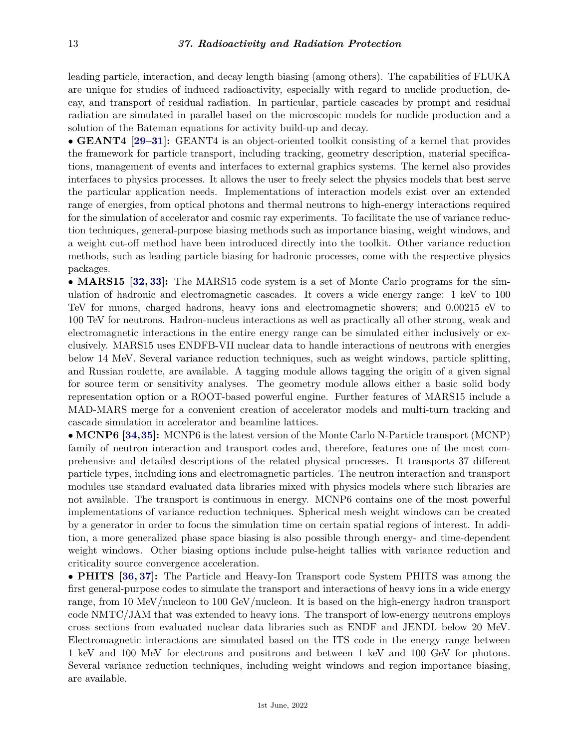leading particle, interaction, and decay length biasing (among others). The capabilities of FLUKA are unique for studies of induced radioactivity, especially with regard to nuclide production, decay, and transport of residual radiation. In particular, particle cascades by prompt and residual radiation are simulated in parallel based on the microscopic models for nuclide production and a solution of the Bateman equations for activity build-up and decay.

• **GEANT4 [29–31]:** GEANT4 is an object-oriented toolkit consisting of a kernel that provides the framework for particle transport, including tracking, geometry description, material specifications, management of events and interfaces to external graphics systems. The kernel also provides interfaces to physics processes. It allows the user to freely select the physics models that best serve the particular application needs. Implementations of interaction models exist over an extended range of energies, from optical photons and thermal neutrons to high-energy interactions required for the simulation of accelerator and cosmic ray experiments. To facilitate the use of variance reduction techniques, general-purpose biasing methods such as importance biasing, weight windows, and a weight cut-off method have been introduced directly into the toolkit. Other variance reduction methods, such as leading particle biasing for hadronic processes, come with the respective physics packages.

• **MARS15 [32, 33]:** The MARS15 code system is a set of Monte Carlo programs for the simulation of hadronic and electromagnetic cascades. It covers a wide energy range: 1 keV to 100 TeV for muons, charged hadrons, heavy ions and electromagnetic showers; and 0.00215 eV to 100 TeV for neutrons. Hadron-nucleus interactions as well as practically all other strong, weak and electromagnetic interactions in the entire energy range can be simulated either inclusively or exclusively. MARS15 uses ENDFB-VII nuclear data to handle interactions of neutrons with energies below 14 MeV. Several variance reduction techniques, such as weight windows, particle splitting, and Russian roulette, are available. A tagging module allows tagging the origin of a given signal for source term or sensitivity analyses. The geometry module allows either a basic solid body representation option or a ROOT-based powerful engine. Further features of MARS15 include a MAD-MARS merge for a convenient creation of accelerator models and multi-turn tracking and cascade simulation in accelerator and beamline lattices.

• **MCNP6 [34,35]:** MCNP6 is the latest version of the Monte Carlo N-Particle transport (MCNP) family of neutron interaction and transport codes and, therefore, features one of the most comprehensive and detailed descriptions of the related physical processes. It transports 37 different particle types, including ions and electromagnetic particles. The neutron interaction and transport modules use standard evaluated data libraries mixed with physics models where such libraries are not available. The transport is continuous in energy. MCNP6 contains one of the most powerful implementations of variance reduction techniques. Spherical mesh weight windows can be created by a generator in order to focus the simulation time on certain spatial regions of interest. In addition, a more generalized phase space biasing is also possible through energy- and time-dependent weight windows. Other biasing options include pulse-height tallies with variance reduction and criticality source convergence acceleration.

• **PHITS [36, 37]:** The Particle and Heavy-Ion Transport code System PHITS was among the first general-purpose codes to simulate the transport and interactions of heavy ions in a wide energy range, from 10 MeV/nucleon to 100 GeV/nucleon. It is based on the high-energy hadron transport code NMTC/JAM that was extended to heavy ions. The transport of low-energy neutrons employs cross sections from evaluated nuclear data libraries such as ENDF and JENDL below 20 MeV. Electromagnetic interactions are simulated based on the ITS code in the energy range between 1 keV and 100 MeV for electrons and positrons and between 1 keV and 100 GeV for photons. Several variance reduction techniques, including weight windows and region importance biasing, are available.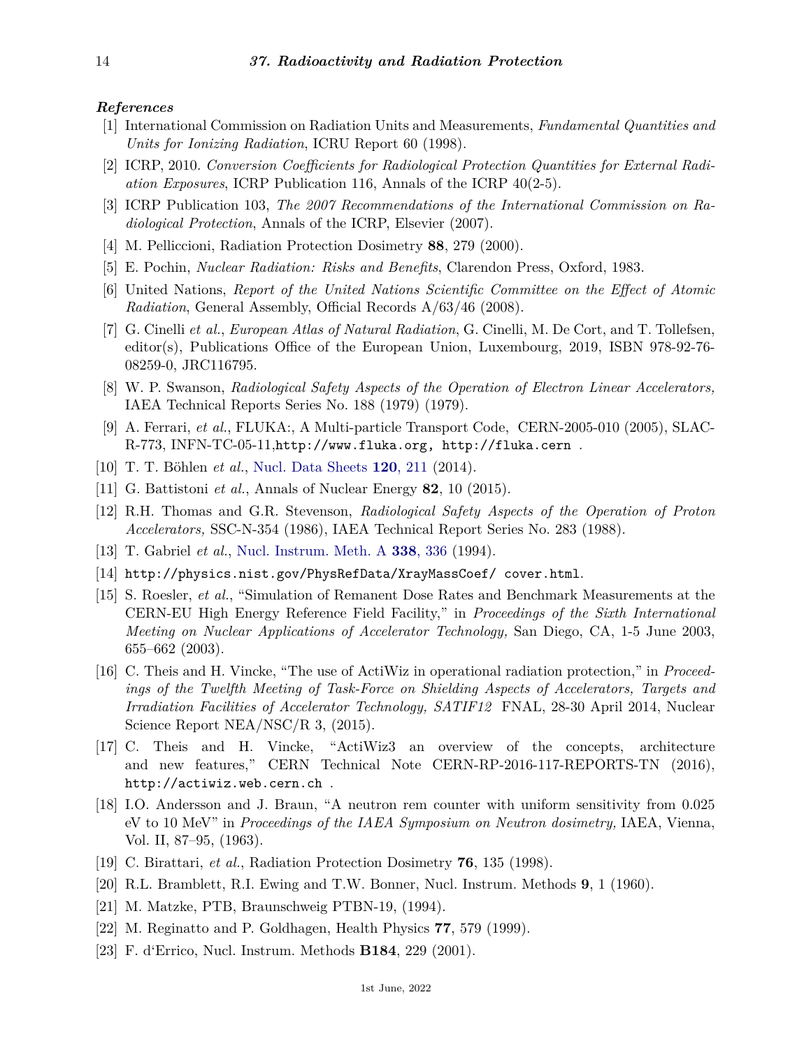### References

[1] International Commission on Radiation Units and Measurements, *Fundamental Quantities and Units for Ionizing Radiation*, ICRU Report 60 (1998).

[2] ICRP, 2010. *Conversion Coefficients for Radiological Protection Quantities for External Radiation Exposures*, ICRP Publication 116, Annals of the ICRP 40(2-5).

[3] ICRP Publication 103, *The 2007 Recommendations of the International Commission on Radiological Protection*, Annals of the ICRP, Elsevier (2007).

[4] M. Pelliccioni, Radiation Protection Dosimetry **88**, 279 (2000).

[5] E. Pochin, *Nuclear Radiation: Risks and Benefits*, Clarendon Press, Oxford, 1983.

[6] United Nations, *Report of the United Nations Scientific Committee on the Effect of Atomic Radiation*, General Assembly, Official Records A/63/46 (2008).

[7] G. Cinelli *et al.*, *European Atlas of Natural Radiation*, G. Cinelli, M. De Cort, and T. Tollefsen, editor(s), Publications Office of the European Union, Luxembourg, 2019, ISBN 978-92-76-08259-0, JRC116795.

[8] W. P. Swanson, *Radiological Safety Aspects of the Operation of Electron Linear Accelerators,* IAEA Technical Reports Series No. 188 (1979) (1979).

[9] A. Ferrari, *et al.*, FLUKA:, A Multi-particle Transport Code, CERN-2005-010 (2005), SLAC-R-773, INFN-TC-05-11,`http://www.fluka.org, http://fluka.cern` .

[10] T. T. Böhlen *et al.*, Nucl. Data Sheets **120**, 211 (2014).

[11] G. Battistoni *et al.*, Annals of Nuclear Energy **82**, 10 (2015).

[12] R.H. Thomas and G.R. Stevenson, *Radiological Safety Aspects of the Operation of Proton Accelerators,* SSC-N-354 (1986), IAEA Technical Report Series No. 283 (1988).

[13] T. Gabriel *et al.*, Nucl. Instrum. Meth. A **338**, 336 (1994).

[14] `http://physics.nist.gov/PhysRefData/XrayMassCoef/ cover.html`.

[15] S. Roesler, *et al.*, "Simulation of Remanent Dose Rates and Benchmark Measurements at the CERN-EU High Energy Reference Field Facility," in *Proceedings of the Sixth International Meeting on Nuclear Applications of Accelerator Technology,* San Diego, CA, 1-5 June 2003, 655–662 (2003).

[16] C. Theis and H. Vincke, "The use of ActiWiz in operational radiation protection," in *Proceedings of the Twelfth Meeting of Task-Force on Shielding Aspects of Accelerators, Targets and Irradiation Facilities of Accelerator Technology, SATIF12* FNAL, 28-30 April 2014, Nuclear Science Report NEA/NSC/R 3, (2015).

[17] C. Theis and H. Vincke, "ActiWiz3 an overview of the concepts, architecture and new features," CERN Technical Note CERN-RP-2016-117-REPORTS-TN (2016), `http://actiwiz.web.cern.ch` .

[18] I.O. Andersson and J. Braun, "A neutron rem counter with uniform sensitivity from 0.025 eV to 10 MeV" in *Proceedings of the IAEA Symposium on Neutron dosimetry,* IAEA, Vienna, Vol. II, 87–95, (1963).

[19] C. Birattari, *et al.*, Radiation Protection Dosimetry **76**, 135 (1998).

[20] R.L. Bramblett, R.I. Ewing and T.W. Bonner, Nucl. Instrum. Methods **9**, 1 (1960).

[21] M. Matzke, PTB, Braunschweig PTBN-19, (1994).

[22] M. Reginatto and P. Goldhagen, Health Physics **77**, 579 (1999).

[23] F. d'Errico, Nucl. Instrum. Methods **B184**, 229 (2001).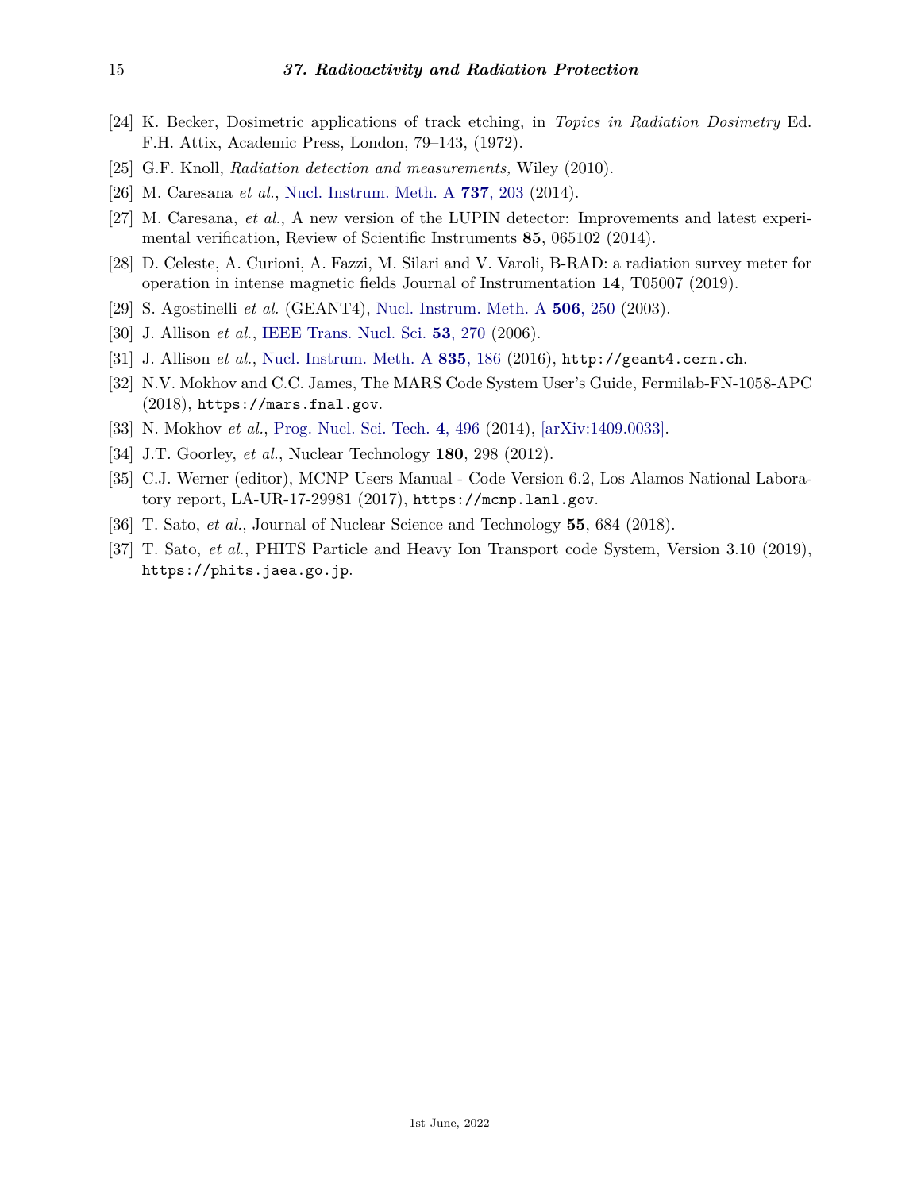[24] K. Becker, Dosimetric applications of track etching, in *Topics in Radiation Dosimetry* Ed. F.H. Attix, Academic Press, London, 79–143, (1972).

[25] G.F. Knoll, *Radiation detection and measurements,* Wiley (2010).

[26] M. Caresana *et al.*, Nucl. Instrum. Meth. A **737**, 203 (2014).

[27] M. Caresana, *et al.*, A new version of the LUPIN detector: Improvements and latest experimental verification, Review of Scientific Instruments **85**, 065102 (2014).

[28] D. Celeste, A. Curioni, A. Fazzi, M. Silari and V. Varoli, B-RAD: a radiation survey meter for operation in intense magnetic fields Journal of Instrumentation **14**, T05007 (2019).

[29] S. Agostinelli *et al.* (GEANT4), Nucl. Instrum. Meth. A **506**, 250 (2003).

[30] J. Allison *et al.*, IEEE Trans. Nucl. Sci. **53**, 270 (2006).

[31] J. Allison *et al.*, Nucl. Instrum. Meth. A **835**, 186 (2016), `http://geant4.cern.ch`.

[32] N.V. Mokhov and C.C. James, The MARS Code System User's Guide, Fermilab-FN-1058-APC (2018), `https://mars.fnal.gov`.

[33] N. Mokhov *et al.*, Prog. Nucl. Sci. Tech. **4**, 496 (2014), [arXiv:1409.0033].

[34] J.T. Goorley, *et al.*, Nuclear Technology **180**, 298 (2012).

[35] C.J. Werner (editor), MCNP Users Manual - Code Version 6.2, Los Alamos National Laboratory report, LA-UR-17-29981 (2017), `https://mcnp.lanl.gov`.

[36] T. Sato, *et al.*, Journal of Nuclear Science and Technology **55**, 684 (2018).

[37] T. Sato, *et al.*, PHITS Particle and Heavy Ion Transport code System, Version 3.10 (2019), `https://phits.jaea.go.jp`.